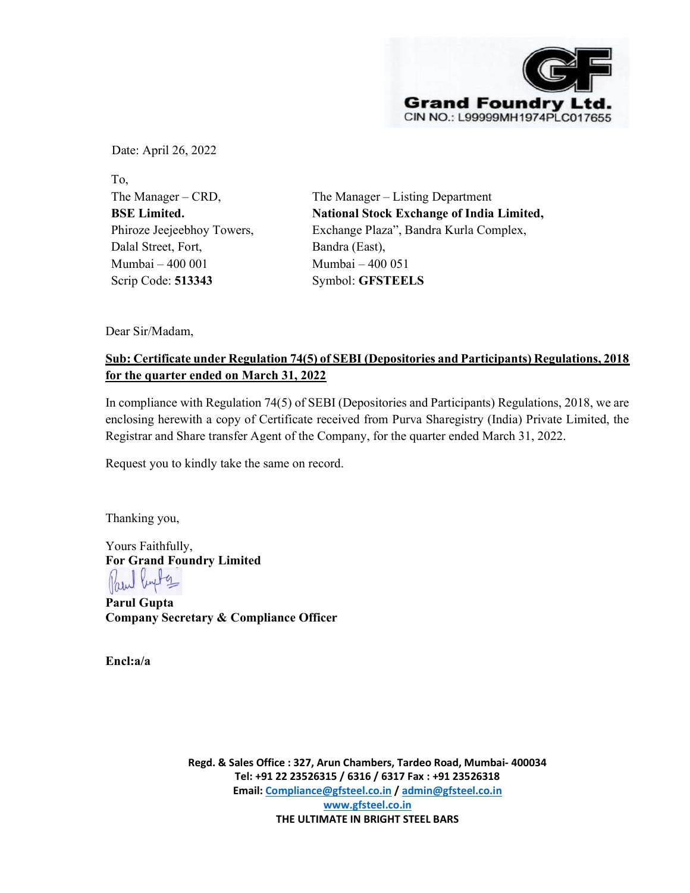**Grand Foundry Ltd.**
CIN NO.: L99999MH1974PLC017655

Date: April 26, 2022

To,

The Manager – CRD,
**BSE Limited.**
Phiroze Jeejeebhoy Towers,
Dalal Street, Fort,
Mumbai – 400 001
Scrip Code: **513343**

The Manager – Listing Department
**National Stock Exchange of India Limited,**
Exchange Plaza", Bandra Kurla Complex,
Bandra (East),
Mumbai – 400 051
Symbol: **GFSTEELS**

Dear Sir/Madam,

**Sub: Certificate under Regulation 74(5) of SEBI (Depositories and Participants) Regulations, 2018 for the quarter ended on March 31, 2022**

In compliance with Regulation 74(5) of SEBI (Depositories and Participants) Regulations, 2018, we are enclosing herewith a copy of Certificate received from Purva Sharegistry (India) Private Limited, the Registrar and Share transfer Agent of the Company, for the quarter ended March 31, 2022.

Request you to kindly take the same on record.

Thanking you,

Yours Faithfully,
**For Grand Foundry Limited**

**Parul Gupta**
**Company Secretary & Compliance Officer**

**Encl:a/a**

**Regd. & Sales Office : 327, Arun Chambers, Tardeo Road, Mumbai- 400034**
**Tel: +91 22 23526315 / 6316 / 6317 Fax : +91 23526318**
**Email: Compliance@gfsteel.co.in / admin@gfsteel.co.in**
**www.gfsteel.co.in**
**THE ULTIMATE IN BRIGHT STEEL BARS**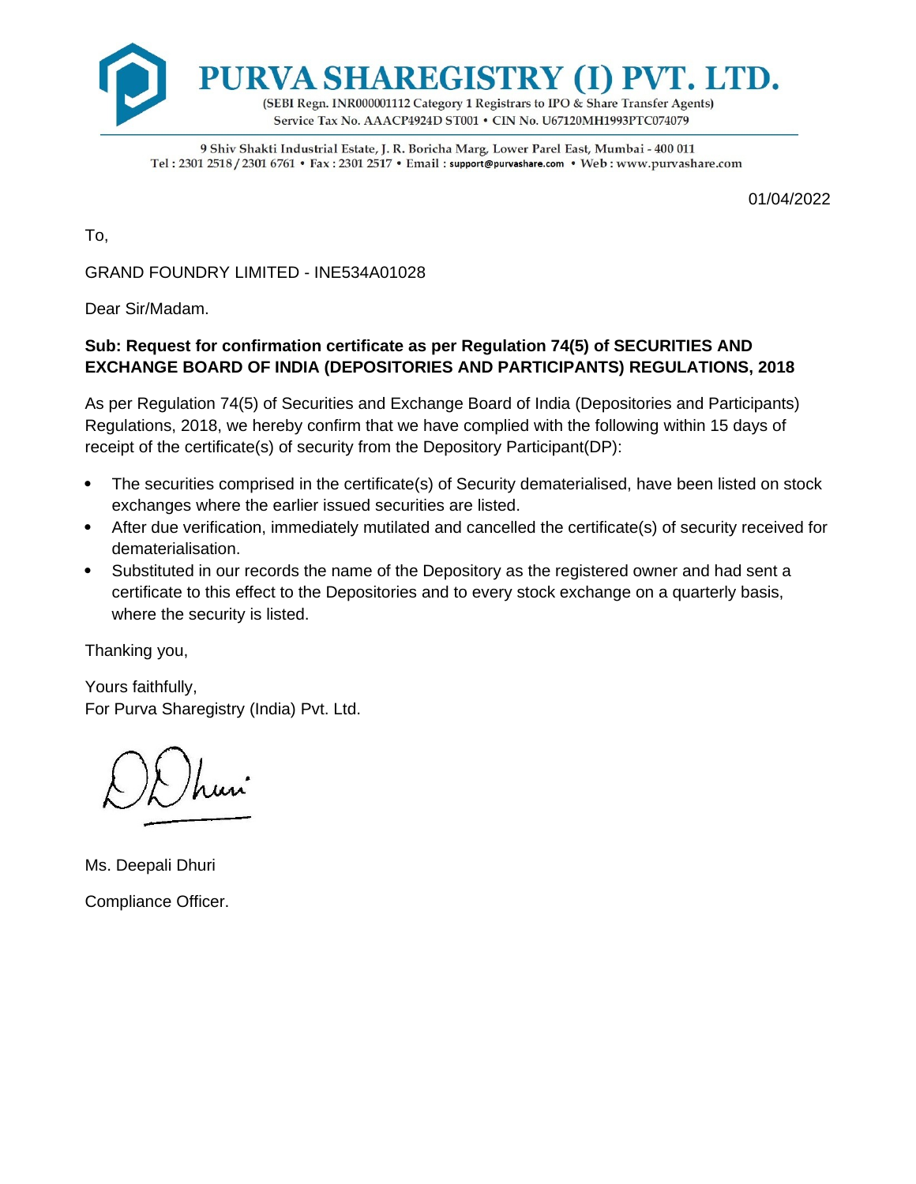# PURVA SHAREGISTRY (I) PVT. LTD.

(SEBI Regn. INR000001112 Category 1 Registrars to IPO & Share Transfer Agents)
Service Tax No. AAACP4924D ST001 • CIN No. U67120MH1993PTC074079

9 Shiv Shakti Industrial Estate, J. R. Boricha Marg, Lower Parel East, Mumbai - 400 011
Tel : 2301 2518 / 2301 6761 • Fax : 2301 2517 • Email : support@purvashare.com • Web : www.purvashare.com

01/04/2022

To,

GRAND FOUNDRY LIMITED - INE534A01028

Dear Sir/Madam.

**Sub: Request for confirmation certificate as per Regulation 74(5) of SECURITIES AND EXCHANGE BOARD OF INDIA (DEPOSITORIES AND PARTICIPANTS) REGULATIONS, 2018**

As per Regulation 74(5) of Securities and Exchange Board of India (Depositories and Participants) Regulations, 2018, we hereby confirm that we have complied with the following within 15 days of receipt of the certificate(s) of security from the Depository Participant(DP):

- The securities comprised in the certificate(s) of Security dematerialised, have been listed on stock exchanges where the earlier issued securities are listed.
- After due verification, immediately mutilated and cancelled the certificate(s) of security received for dematerialisation.
- Substituted in our records the name of the Depository as the registered owner and had sent a certificate to this effect to the Depositories and to every stock exchange on a quarterly basis, where the security is listed.

Thanking you,

Yours faithfully,
For Purva Sharegistry (India) Pvt. Ltd.

Ms. Deepali Dhuri

Compliance Officer.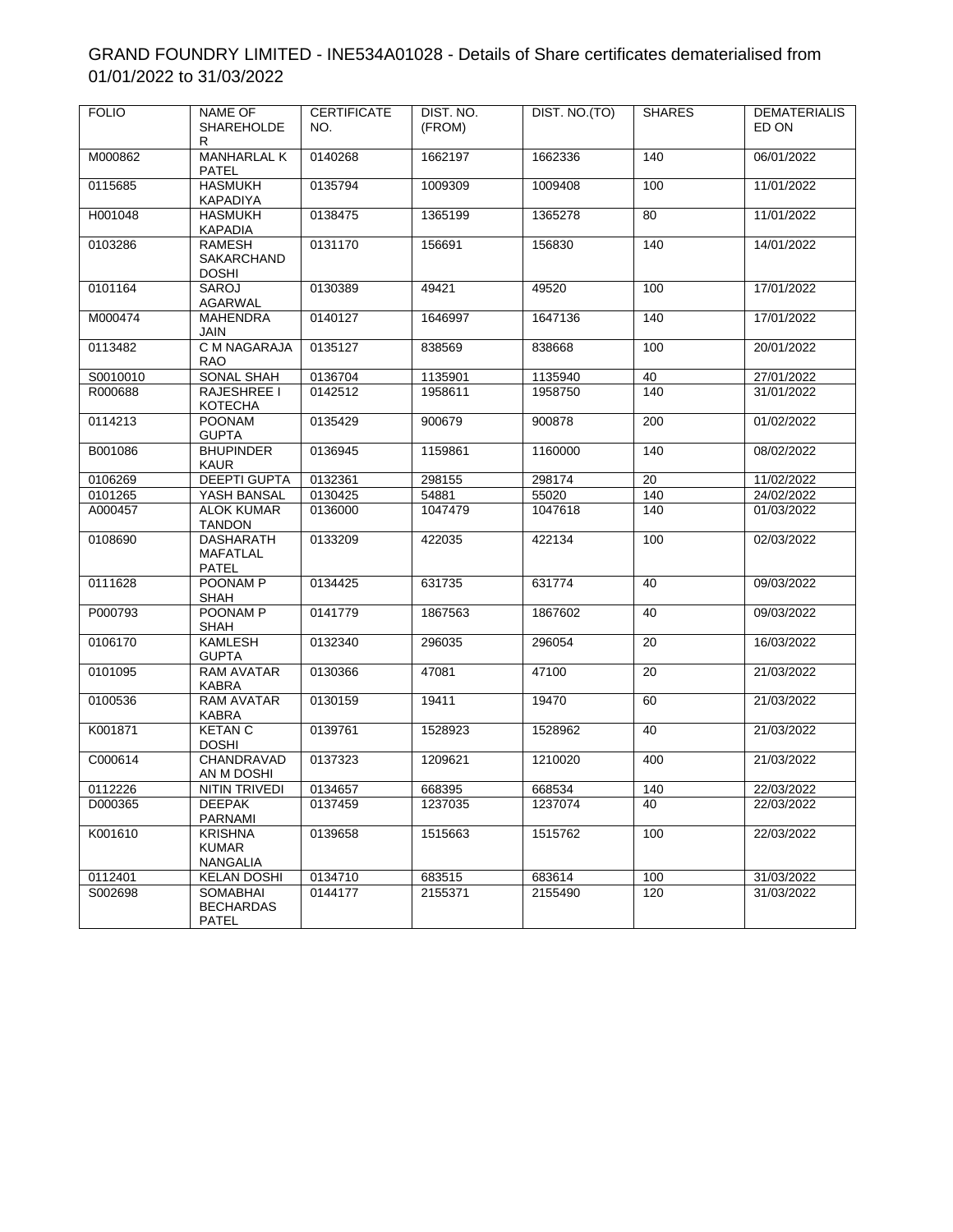GRAND FOUNDRY LIMITED - INE534A01028 - Details of Share certificates dematerialised from 01/01/2022 to 31/03/2022

| FOLIO | NAME OF SHAREHOLDER | CERTIFICATE NO. | DIST. NO. (FROM) | DIST. NO.(TO) | SHARES | DEMATERIALISED ON |
|---|---|---|---|---|---|---|
| M000862 | MANHARLAL K PATEL | 0140268 | 1662197 | 1662336 | 140 | 06/01/2022 |
| 0115685 | HASMUKH KAPADIYA | 0135794 | 1009309 | 1009408 | 100 | 11/01/2022 |
| H001048 | HASMUKH KAPADIA | 0138475 | 1365199 | 1365278 | 80 | 11/01/2022 |
| 0103286 | RAMESH SAKARCHAND DOSHI | 0131170 | 156691 | 156830 | 140 | 14/01/2022 |
| 0101164 | SAROJ AGARWAL | 0130389 | 49421 | 49520 | 100 | 17/01/2022 |
| M000474 | MAHENDRA JAIN | 0140127 | 1646997 | 1647136 | 140 | 17/01/2022 |
| 0113482 | C M NAGARAJA RAO | 0135127 | 838569 | 838668 | 100 | 20/01/2022 |
| S0010010 | SONAL SHAH | 0136704 | 1135901 | 1135940 | 40 | 27/01/2022 |
| R000688 | RAJESHREE I KOTECHA | 0142512 | 1958611 | 1958750 | 140 | 31/01/2022 |
| 0114213 | POONAM GUPTA | 0135429 | 900679 | 900878 | 200 | 01/02/2022 |
| B001086 | BHUPINDER KAUR | 0136945 | 1159861 | 1160000 | 140 | 08/02/2022 |
| 0106269 | DEEPTI GUPTA | 0132361 | 298155 | 298174 | 20 | 11/02/2022 |
| 0101265 | YASH BANSAL | 0130425 | 54881 | 55020 | 140 | 24/02/2022 |
| A000457 | ALOK KUMAR TANDON | 0136000 | 1047479 | 1047618 | 140 | 01/03/2022 |
| 0108690 | DASHARATH MAFATLAL PATEL | 0133209 | 422035 | 422134 | 100 | 02/03/2022 |
| 0111628 | POONAM P SHAH | 0134425 | 631735 | 631774 | 40 | 09/03/2022 |
| P000793 | POONAM P SHAH | 0141779 | 1867563 | 1867602 | 40 | 09/03/2022 |
| 0106170 | KAMLESH GUPTA | 0132340 | 296035 | 296054 | 20 | 16/03/2022 |
| 0101095 | RAM AVATAR KABRA | 0130366 | 47081 | 47100 | 20 | 21/03/2022 |
| 0100536 | RAM AVATAR KABRA | 0130159 | 19411 | 19470 | 60 | 21/03/2022 |
| K001871 | KETAN C DOSHI | 0139761 | 1528923 | 1528962 | 40 | 21/03/2022 |
| C000614 | CHANDRAVADAN M DOSHI | 0137323 | 1209621 | 1210020 | 400 | 21/03/2022 |
| 0112226 | NITIN TRIVEDI | 0134657 | 668395 | 668534 | 140 | 22/03/2022 |
| D000365 | DEEPAK PARNAMI | 0137459 | 1237035 | 1237074 | 40 | 22/03/2022 |
| K001610 | KRISHNA KUMAR NANGALIA | 0139658 | 1515663 | 1515762 | 100 | 22/03/2022 |
| 0112401 | KELAN DOSHI | 0134710 | 683515 | 683614 | 100 | 31/03/2022 |
| S002698 | SOMABHAI BECHARDAS PATEL | 0144177 | 2155371 | 2155490 | 120 | 31/03/2022 |